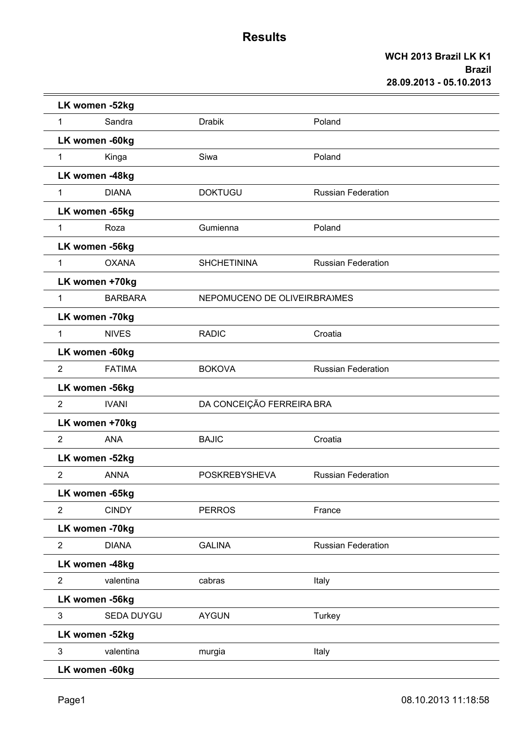# Results

**WCH 2013 Brazil LK K1**
**Brazil**
**28.09.2013 - 05.10.2013**

**LK women -52kg**

| | | | |
|---|---|---|---|
| 1 | Sandra | Drabik | Poland |

**LK women -60kg**

| | | | |
|---|---|---|---|
| 1 | Kinga | Siwa | Poland |

**LK women -48kg**

| | | | |
|---|---|---|---|
| 1 | DIANA | DOKTUGU | Russian Federation |

**LK women -65kg**

| | | | |
|---|---|---|---|
| 1 | Roza | Gumienna | Poland |

**LK women -56kg**

| | | | |
|---|---|---|---|
| 1 | OXANA | SHCHETININA | Russian Federation |

**LK women +70kg**

| | | | |
|---|---|---|---|
| 1 | BARBARA | NEPOMUCENO DE OLIVEIRBRA)MES | |

**LK women -70kg**

| | | | |
|---|---|---|---|
| 1 | NIVES | RADIC | Croatia |

**LK women -60kg**

| | | | |
|---|---|---|---|
| 2 | FATIMA | BOKOVA | Russian Federation |

**LK women -56kg**

| | | | |
|---|---|---|---|
| 2 | IVANI | DA CONCEIÇÃO FERREIRA BRA | |

**LK women +70kg**

| | | | |
|---|---|---|---|
| 2 | ANA | BAJIC | Croatia |

**LK women -52kg**

| | | | |
|---|---|---|---|
| 2 | ANNA | POSKREBYSHEVA | Russian Federation |

**LK women -65kg**

| | | | |
|---|---|---|---|
| 2 | CINDY | PERROS | France |

**LK women -70kg**

| | | | |
|---|---|---|---|
| 2 | DIANA | GALINA | Russian Federation |

**LK women -48kg**

| | | | |
|---|---|---|---|
| 2 | valentina | cabras | Italy |

**LK women -56kg**

| | | | |
|---|---|---|---|
| 3 | SEDA DUYGU | AYGUN | Turkey |

**LK women -52kg**

| | | | |
|---|---|---|---|
| 3 | valentina | murgia | Italy |

**LK women -60kg**

08.10.2013 11:18:58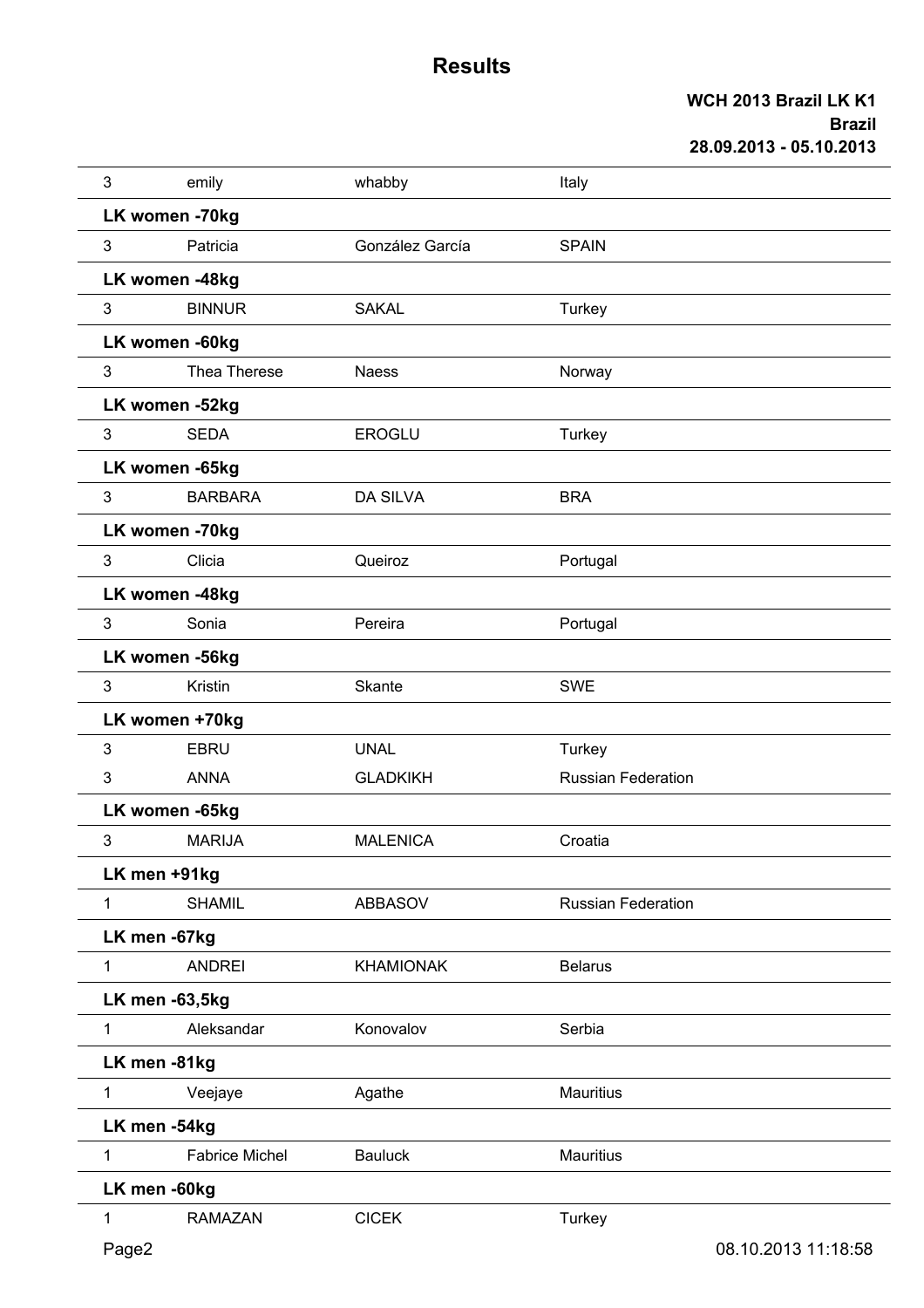# Results

**WCH 2013 Brazil LK K1**
**Brazil**
**28.09.2013 - 05.10.2013**

| | | | |
|---|---|---|---|
| 3 | emily | whabby | Italy |

**LK women -70kg**

| | | | |
|---|---|---|---|
| 3 | Patricia | González García | SPAIN |

**LK women -48kg**

| | | | |
|---|---|---|---|
| 3 | BINNUR | SAKAL | Turkey |

**LK women -60kg**

| | | | |
|---|---|---|---|
| 3 | Thea Therese | Naess | Norway |

**LK women -52kg**

| | | | |
|---|---|---|---|
| 3 | SEDA | EROGLU | Turkey |

**LK women -65kg**

| | | | |
|---|---|---|---|
| 3 | BARBARA | DA SILVA | BRA |

**LK women -70kg**

| | | | |
|---|---|---|---|
| 3 | Clicia | Queiroz | Portugal |

**LK women -48kg**

| | | | |
|---|---|---|---|
| 3 | Sonia | Pereira | Portugal |

**LK women -56kg**

| | | | |
|---|---|---|---|
| 3 | Kristin | Skante | SWE |

**LK women +70kg**

| | | | |
|---|---|---|---|
| 3 | EBRU | UNAL | Turkey |
| 3 | ANNA | GLADKIKH | Russian Federation |

**LK women -65kg**

| | | | |
|---|---|---|---|
| 3 | MARIJA | MALENICA | Croatia |

**LK men +91kg**

| | | | |
|---|---|---|---|
| 1 | SHAMIL | ABBASOV | Russian Federation |

**LK men -67kg**

| | | | |
|---|---|---|---|
| 1 | ANDREI | KHAMIONAK | Belarus |

**LK men -63,5kg**

| | | | |
|---|---|---|---|
| 1 | Aleksandar | Konovalov | Serbia |

**LK men -81kg**

| | | | |
|---|---|---|---|
| 1 | Veejaye | Agathe | Mauritius |

**LK men -54kg**

| | | | |
|---|---|---|---|
| 1 | Fabrice Michel | Bauluck | Mauritius |

**LK men -60kg**

| | | | |
|---|---|---|---|
| 1 | RAMAZAN | CICEK | Turkey |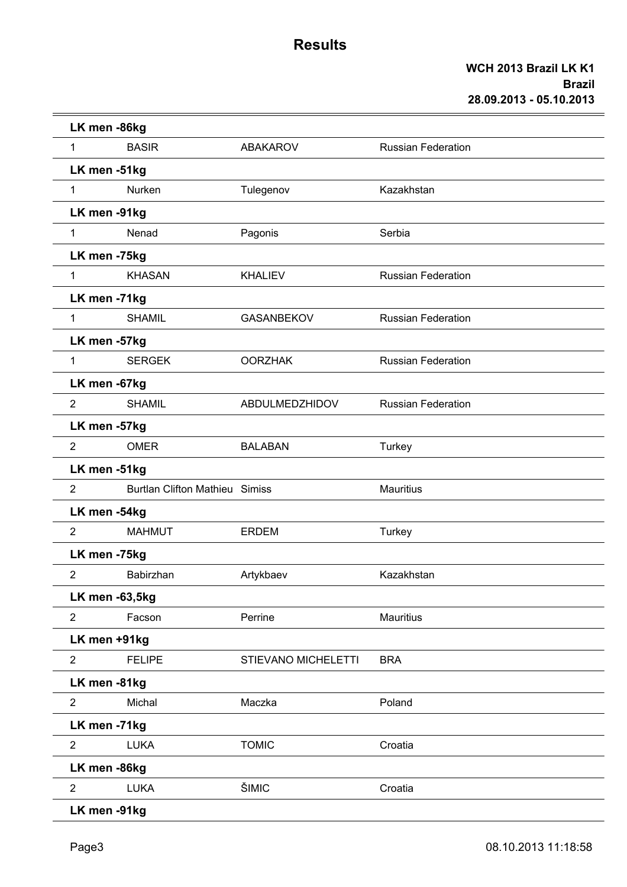# Results

**WCH 2013 Brazil LK K1**
**Brazil**
**28.09.2013 - 05.10.2013**

**LK men -86kg**

| | | | |
|---|---|---|---|
| 1 | BASIR | ABAKAROV | Russian Federation |

**LK men -51kg**

| | | | |
|---|---|---|---|
| 1 | Nurken | Tulegenov | Kazakhstan |

**LK men -91kg**

| | | | |
|---|---|---|---|
| 1 | Nenad | Pagonis | Serbia |

**LK men -75kg**

| | | | |
|---|---|---|---|
| 1 | KHASAN | KHALIEV | Russian Federation |

**LK men -71kg**

| | | | |
|---|---|---|---|
| 1 | SHAMIL | GASANBEKOV | Russian Federation |

**LK men -57kg**

| | | | |
|---|---|---|---|
| 1 | SERGEK | OORZHAK | Russian Federation |

**LK men -67kg**

| | | | |
|---|---|---|---|
| 2 | SHAMIL | ABDULMEDZHIDOV | Russian Federation |

**LK men -57kg**

| | | | |
|---|---|---|---|
| 2 | OMER | BALABAN | Turkey |

**LK men -51kg**

| | | | |
|---|---|---|---|
| 2 | Burtlan Clifton Mathieu | Simiss | Mauritius |

**LK men -54kg**

| | | | |
|---|---|---|---|
| 2 | MAHMUT | ERDEM | Turkey |

**LK men -75kg**

| | | | |
|---|---|---|---|
| 2 | Babirzhan | Artykbaev | Kazakhstan |

**LK men -63,5kg**

| | | | |
|---|---|---|---|
| 2 | Facson | Perrine | Mauritius |

**LK men +91kg**

| | | | |
|---|---|---|---|
| 2 | FELIPE | STIEVANO MICHELETTI | BRA |

**LK men -81kg**

| | | | |
|---|---|---|---|
| 2 | Michal | Maczka | Poland |

**LK men -71kg**

| | | | |
|---|---|---|---|
| 2 | LUKA | TOMIC | Croatia |

**LK men -86kg**

| | | | |
|---|---|---|---|
| 2 | LUKA | ŠIMIC | Croatia |

**LK men -91kg**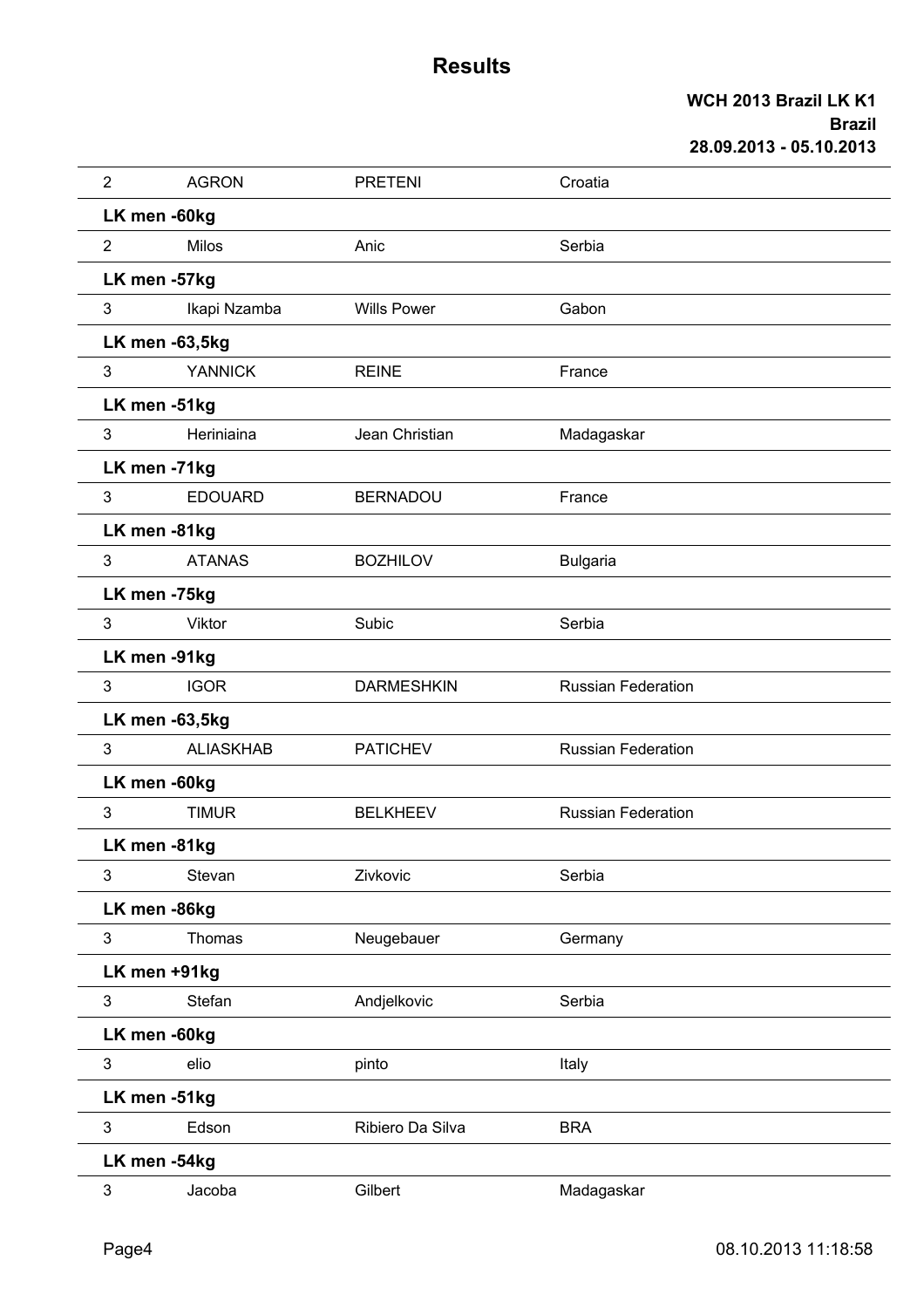## Results

**WCH 2013 Brazil LK K1**
**Brazil**
**28.09.2013 - 05.10.2013**

| | | | |
|---|---|---|---|
| 2 | AGRON | PRETENI | Croatia |
| **LK men -60kg** | | | |
| 2 | Milos | Anic | Serbia |
| **LK men -57kg** | | | |
| 3 | Ikapi Nzamba | Wills Power | Gabon |
| **LK men -63,5kg** | | | |
| 3 | YANNICK | REINE | France |
| **LK men -51kg** | | | |
| 3 | Heriniaina | Jean Christian | Madagaskar |
| **LK men -71kg** | | | |
| 3 | EDOUARD | BERNADOU | France |
| **LK men -81kg** | | | |
| 3 | ATANAS | BOZHILOV | Bulgaria |
| **LK men -75kg** | | | |
| 3 | Viktor | Subic | Serbia |
| **LK men -91kg** | | | |
| 3 | IGOR | DARMESHKIN | Russian Federation |
| **LK men -63,5kg** | | | |
| 3 | ALIASKHAB | PATICHEV | Russian Federation |
| **LK men -60kg** | | | |
| 3 | TIMUR | BELKHEEV | Russian Federation |
| **LK men -81kg** | | | |
| 3 | Stevan | Zivkovic | Serbia |
| **LK men -86kg** | | | |
| 3 | Thomas | Neugebauer | Germany |
| **LK men +91kg** | | | |
| 3 | Stefan | Andjelkovic | Serbia |
| **LK men -60kg** | | | |
| 3 | elio | pinto | Italy |
| **LK men -51kg** | | | |
| 3 | Edson | Ribiero Da Silva | BRA |
| **LK men -54kg** | | | |
| 3 | Jacoba | Gilbert | Madagaskar |

08.10.2013 11:18:58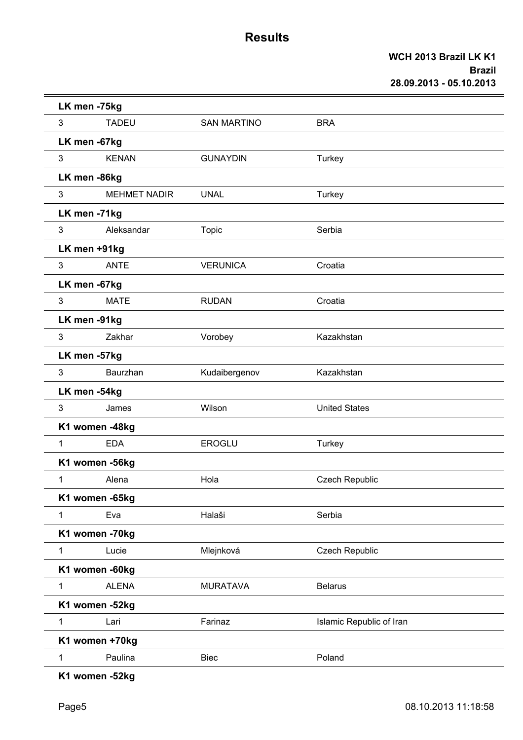# Results

**WCH 2013 Brazil LK K1**
**Brazil**
**28.09.2013 - 05.10.2013**

**LK men -75kg**

| 3 | TADEU | SAN MARTINO | BRA |
|---|---|---|---|

**LK men -67kg**

| 3 | KENAN | GUNAYDIN | Turkey |
|---|---|---|---|

**LK men -86kg**

| 3 | MEHMET NADIR | UNAL | Turkey |
|---|---|---|---|

**LK men -71kg**

| 3 | Aleksandar | Topic | Serbia |
|---|---|---|---|

**LK men +91kg**

| 3 | ANTE | VERUNICA | Croatia |
|---|---|---|---|

**LK men -67kg**

| 3 | MATE | RUDAN | Croatia |
|---|---|---|---|

**LK men -91kg**

| 3 | Zakhar | Vorobey | Kazakhstan |
|---|---|---|---|

**LK men -57kg**

| 3 | Baurzhan | Kudaibergenov | Kazakhstan |
|---|---|---|---|

**LK men -54kg**

| 3 | James | Wilson | United States |
|---|---|---|---|

**K1 women -48kg**

| 1 | EDA | EROGLU | Turkey |
|---|---|---|---|

**K1 women -56kg**

| 1 | Alena | Hola | Czech Republic |
|---|---|---|---|

**K1 women -65kg**

| 1 | Eva | Halaši | Serbia |
|---|---|---|---|

**K1 women -70kg**

| 1 | Lucie | Mlejnková | Czech Republic |
|---|---|---|---|

**K1 women -60kg**

| 1 | ALENA | MURATAVA | Belarus |
|---|---|---|---|

**K1 women -52kg**

| 1 | Lari | Farinaz | Islamic Republic of Iran |
|---|---|---|---|

**K1 women +70kg**

| 1 | Paulina | Biec | Poland |
|---|---|---|---|

**K1 women -52kg**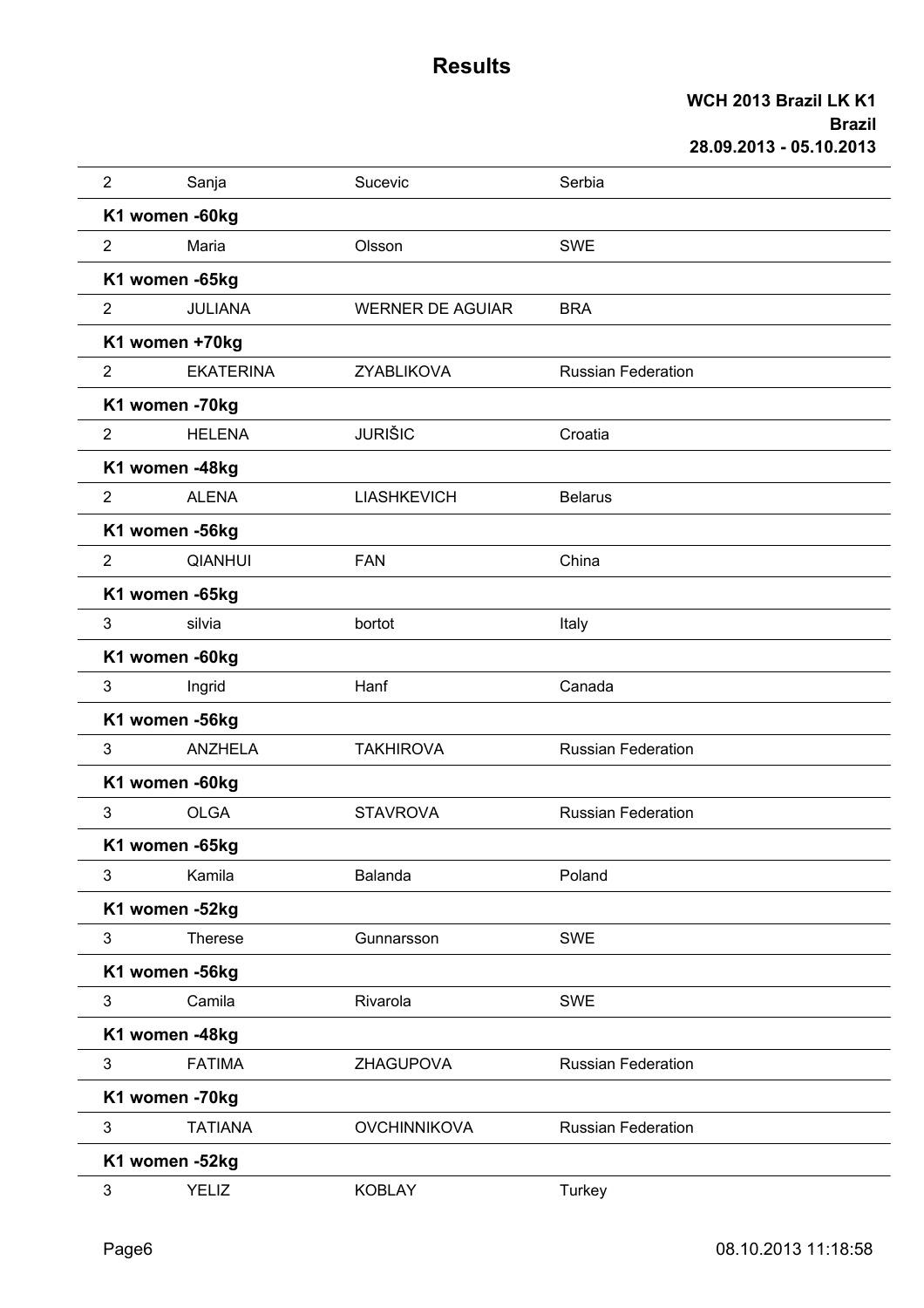# Results

**WCH 2013 Brazil LK K1**
**Brazil**
**28.09.2013 - 05.10.2013**

| | | | |
|---|---|---|---|
| 2 | Sanja | Sucevic | Serbia |
| **K1 women -60kg** | | | |
| 2 | Maria | Olsson | SWE |
| **K1 women -65kg** | | | |
| 2 | JULIANA | WERNER DE AGUIAR | BRA |
| **K1 women +70kg** | | | |
| 2 | EKATERINA | ZYABLIKOVA | Russian Federation |
| **K1 women -70kg** | | | |
| 2 | HELENA | JURIŠIC | Croatia |
| **K1 women -48kg** | | | |
| 2 | ALENA | LIASHKEVICH | Belarus |
| **K1 women -56kg** | | | |
| 2 | QIANHUI | FAN | China |
| **K1 women -65kg** | | | |
| 3 | silvia | bortot | Italy |
| **K1 women -60kg** | | | |
| 3 | Ingrid | Hanf | Canada |
| **K1 women -56kg** | | | |
| 3 | ANZHELA | TAKHIROVA | Russian Federation |
| **K1 women -60kg** | | | |
| 3 | OLGA | STAVROVA | Russian Federation |
| **K1 women -65kg** | | | |
| 3 | Kamila | Balanda | Poland |
| **K1 women -52kg** | | | |
| 3 | Therese | Gunnarsson | SWE |
| **K1 women -56kg** | | | |
| 3 | Camila | Rivarola | SWE |
| **K1 women -48kg** | | | |
| 3 | FATIMA | ZHAGUPOVA | Russian Federation |
| **K1 women -70kg** | | | |
| 3 | TATIANA | OVCHINNIKOVA | Russian Federation |
| **K1 women -52kg** | | | |
| 3 | YELIZ | KOBLAY | Turkey |

08.10.2013 11:18:58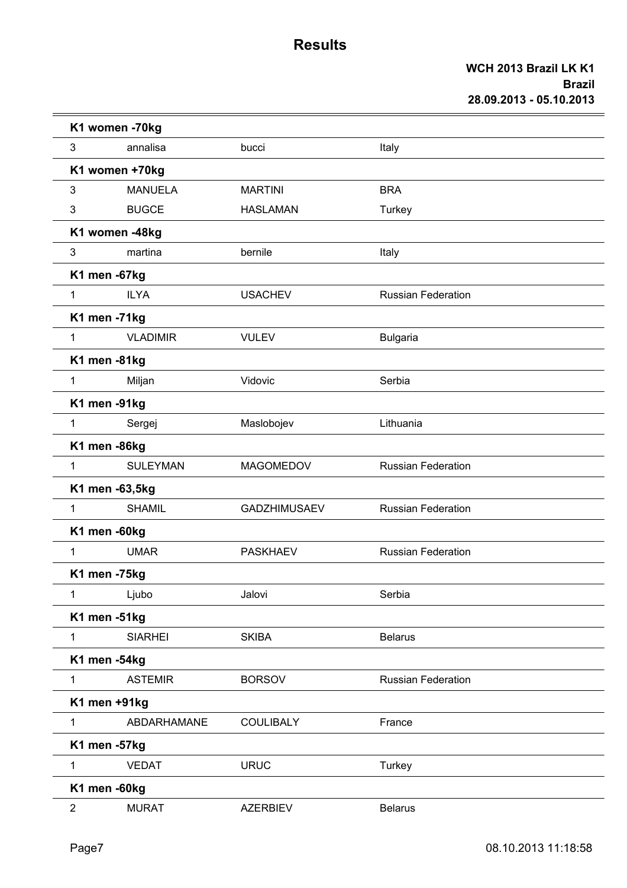# Results

**WCH 2013 Brazil LK K1**
**Brazil**
**28.09.2013 - 05.10.2013**

**K1 women -70kg**

| | | | |
|---|---|---|---|
| 3 | annalisa | bucci | Italy |

**K1 women +70kg**

| | | | |
|---|---|---|---|
| 3 | MANUELA | MARTINI | BRA |
| 3 | BUGCE | HASLAMAN | Turkey |

**K1 women -48kg**

| | | | |
|---|---|---|---|
| 3 | martina | bernile | Italy |

**K1 men -67kg**

| | | | |
|---|---|---|---|
| 1 | ILYA | USACHEV | Russian Federation |

**K1 men -71kg**

| | | | |
|---|---|---|---|
| 1 | VLADIMIR | VULEV | Bulgaria |

**K1 men -81kg**

| | | | |
|---|---|---|---|
| 1 | Miljan | Vidovic | Serbia |

**K1 men -91kg**

| | | | |
|---|---|---|---|
| 1 | Sergej | Maslobojev | Lithuania |

**K1 men -86kg**

| | | | |
|---|---|---|---|
| 1 | SULEYMAN | MAGOMEDOV | Russian Federation |

**K1 men -63,5kg**

| | | | |
|---|---|---|---|
| 1 | SHAMIL | GADZHIMUSAEV | Russian Federation |

**K1 men -60kg**

| | | | |
|---|---|---|---|
| 1 | UMAR | PASKHAEV | Russian Federation |

**K1 men -75kg**

| | | | |
|---|---|---|---|
| 1 | Ljubo | Jalovi | Serbia |

**K1 men -51kg**

| | | | |
|---|---|---|---|
| 1 | SIARHEI | SKIBA | Belarus |

**K1 men -54kg**

| | | | |
|---|---|---|---|
| 1 | ASTEMIR | BORSOV | Russian Federation |

**K1 men +91kg**

| | | | |
|---|---|---|---|
| 1 | ABDARHAMANE | COULIBALY | France |

**K1 men -57kg**

| | | | |
|---|---|---|---|
| 1 | VEDAT | URUC | Turkey |

**K1 men -60kg**

| | | | |
|---|---|---|---|
| 2 | MURAT | AZERBIEV | Belarus |

08.10.2013 11:18:58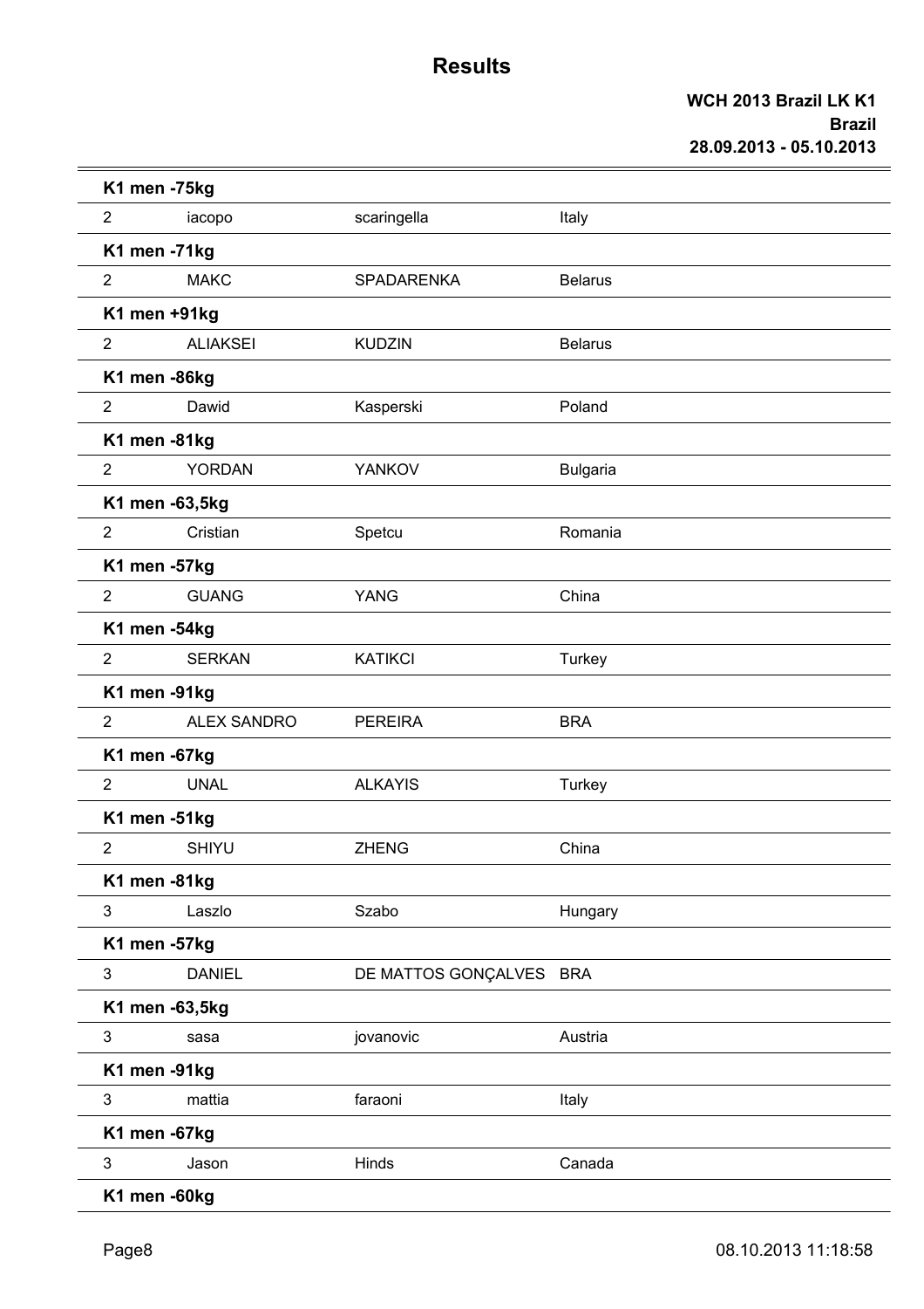# Results

**WCH 2013 Brazil LK K1**
**Brazil**
**28.09.2013 - 05.10.2013**

**K1 men -75kg**

| | | | |
|---|---|---|---|
| 2 | iacopo | scaringella | Italy |

**K1 men -71kg**

| | | | |
|---|---|---|---|
| 2 | MAKC | SPADARENKA | Belarus |

**K1 men +91kg**

| | | | |
|---|---|---|---|
| 2 | ALIAKSEI | KUDZIN | Belarus |

**K1 men -86kg**

| | | | |
|---|---|---|---|
| 2 | Dawid | Kasperski | Poland |

**K1 men -81kg**

| | | | |
|---|---|---|---|
| 2 | YORDAN | YANKOV | Bulgaria |

**K1 men -63,5kg**

| | | | |
|---|---|---|---|
| 2 | Cristian | Spetcu | Romania |

**K1 men -57kg**

| | | | |
|---|---|---|---|
| 2 | GUANG | YANG | China |

**K1 men -54kg**

| | | | |
|---|---|---|---|
| 2 | SERKAN | KATIKCI | Turkey |

**K1 men -91kg**

| | | | |
|---|---|---|---|
| 2 | ALEX SANDRO | PEREIRA | BRA |

**K1 men -67kg**

| | | | |
|---|---|---|---|
| 2 | UNAL | ALKAYIS | Turkey |

**K1 men -51kg**

| | | | |
|---|---|---|---|
| 2 | SHIYU | ZHENG | China |

**K1 men -81kg**

| | | | |
|---|---|---|---|
| 3 | Laszlo | Szabo | Hungary |

**K1 men -57kg**

| | | | |
|---|---|---|---|
| 3 | DANIEL | DE MATTOS GONÇALVES | BRA |

**K1 men -63,5kg**

| | | | |
|---|---|---|---|
| 3 | sasa | jovanovic | Austria |

**K1 men -91kg**

| | | | |
|---|---|---|---|
| 3 | mattia | faraoni | Italy |

**K1 men -67kg**

| | | | |
|---|---|---|---|
| 3 | Jason | Hinds | Canada |

**K1 men -60kg**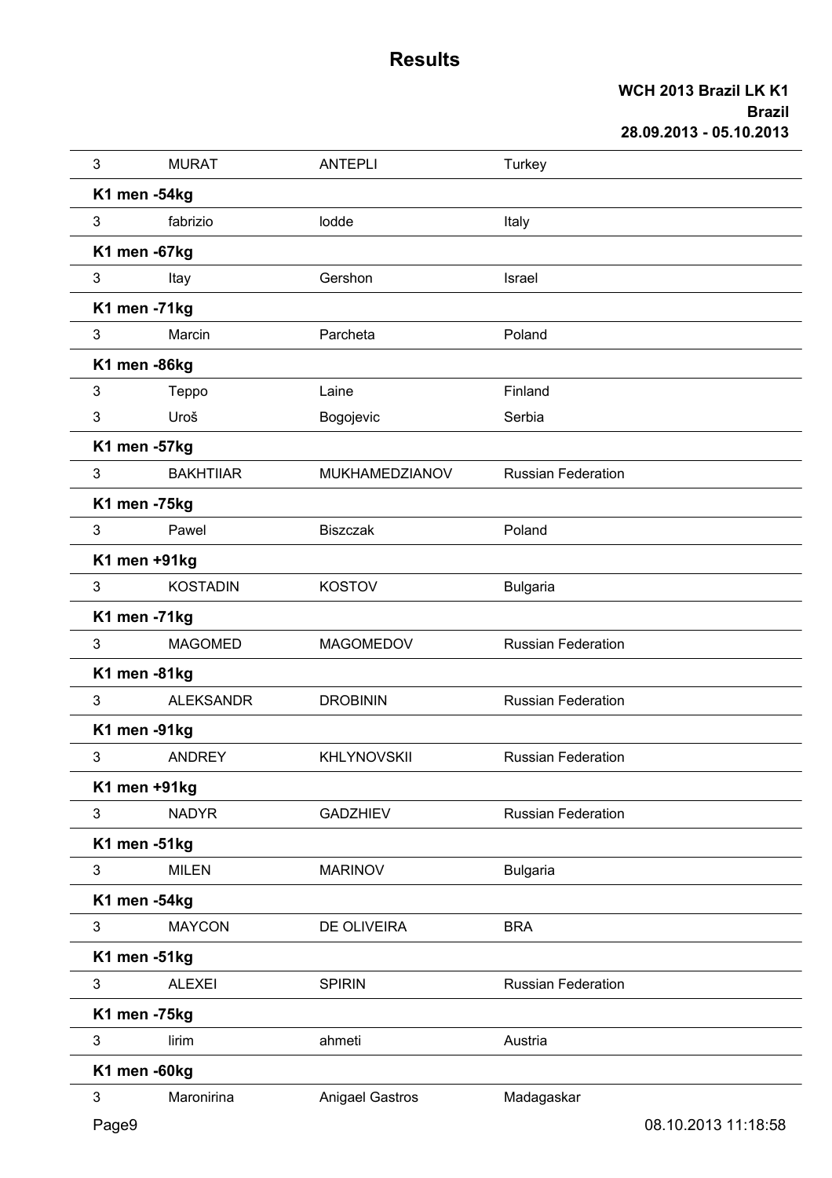# Results

**WCH 2013 Brazil LK K1**
**Brazil**
**28.09.2013 - 05.10.2013**

| | | | |
|---|---|---|---|
| 3 | MURAT | ANTEPLI | Turkey |
| **K1 men -54kg** | | | |
| 3 | fabrizio | lodde | Italy |
| **K1 men -67kg** | | | |
| 3 | Itay | Gershon | Israel |
| **K1 men -71kg** | | | |
| 3 | Marcin | Parcheta | Poland |
| **K1 men -86kg** | | | |
| 3 | Teppo | Laine | Finland |
| 3 | Uroš | Bogojevic | Serbia |
| **K1 men -57kg** | | | |
| 3 | BAKHTIIAR | MUKHAMEDZIANOV | Russian Federation |
| **K1 men -75kg** | | | |
| 3 | Pawel | Biszczak | Poland |
| **K1 men +91kg** | | | |
| 3 | KOSTADIN | KOSTOV | Bulgaria |
| **K1 men -71kg** | | | |
| 3 | MAGOMED | MAGOMEDOV | Russian Federation |
| **K1 men -81kg** | | | |
| 3 | ALEKSANDR | DROBININ | Russian Federation |
| **K1 men -91kg** | | | |
| 3 | ANDREY | KHLYNOVSKII | Russian Federation |
| **K1 men +91kg** | | | |
| 3 | NADYR | GADZHIEV | Russian Federation |
| **K1 men -51kg** | | | |
| 3 | MILEN | MARINOV | Bulgaria |
| **K1 men -54kg** | | | |
| 3 | MAYCON | DE OLIVEIRA | BRA |
| **K1 men -51kg** | | | |
| 3 | ALEXEI | SPIRIN | Russian Federation |
| **K1 men -75kg** | | | |
| 3 | lirim | ahmeti | Austria |
| **K1 men -60kg** | | | |
| 3 | Maronirina | Anigael Gastros | Madagaskar |

08.10.2013 11:18:58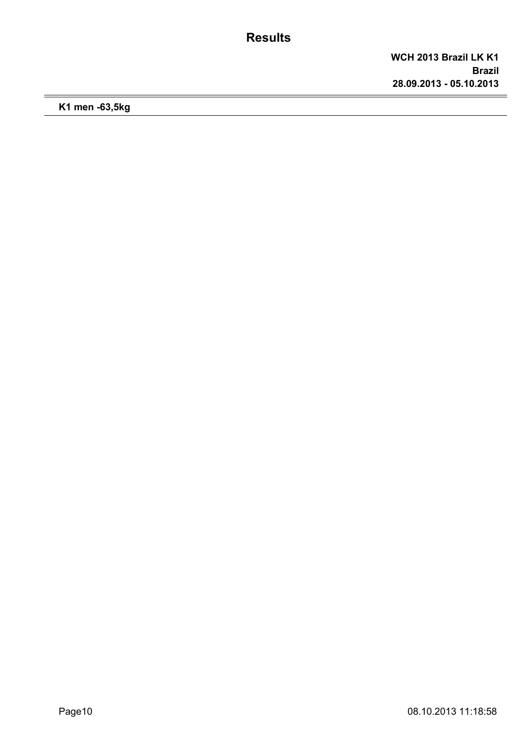## K1 men -63,5kg